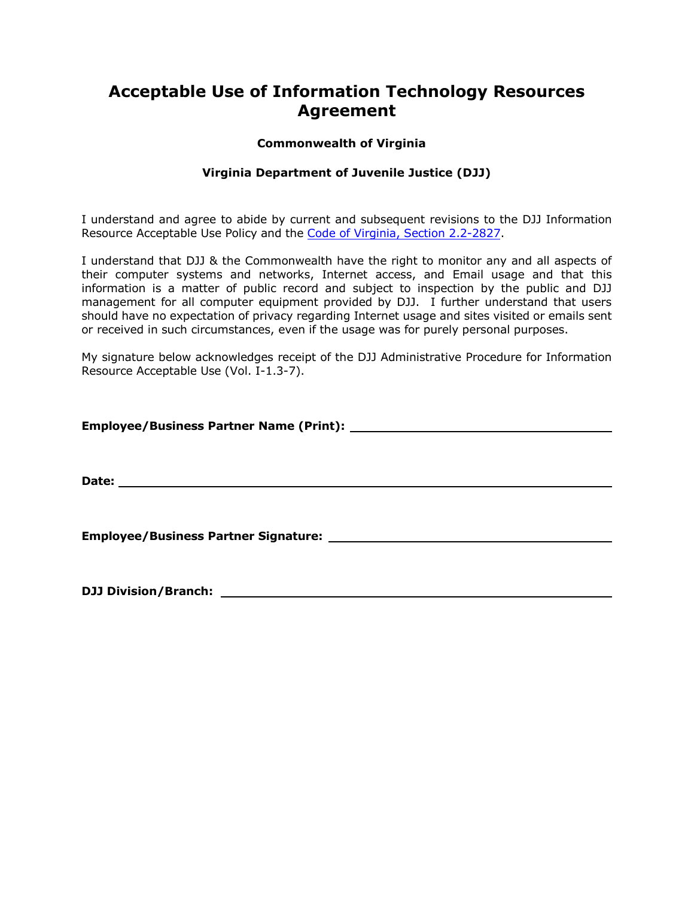# Acceptable Use of Information Technology Resources Agreement

**Commonwealth of Virginia**

**Virginia Department of Juvenile Justice (DJJ)**

I understand and agree to abide by current and subsequent revisions to the DJJ Information Resource Acceptable Use Policy and the Code of Virginia, Section 2.2-2827.

I understand that DJJ & the Commonwealth have the right to monitor any and all aspects of their computer systems and networks, Internet access, and Email usage and that this information is a matter of public record and subject to inspection by the public and DJJ management for all computer equipment provided by DJJ. I further understand that users should have no expectation of privacy regarding Internet usage and sites visited or emails sent or received in such circumstances, even if the usage was for purely personal purposes.

My signature below acknowledges receipt of the DJJ Administrative Procedure for Information Resource Acceptable Use (Vol. I-1.3-7).

**Employee/Business Partner Name (Print):** ______________________________

**Date:** ______________________________

**Employee/Business Partner Signature:** ______________________________

**DJJ Division/Branch:** ______________________________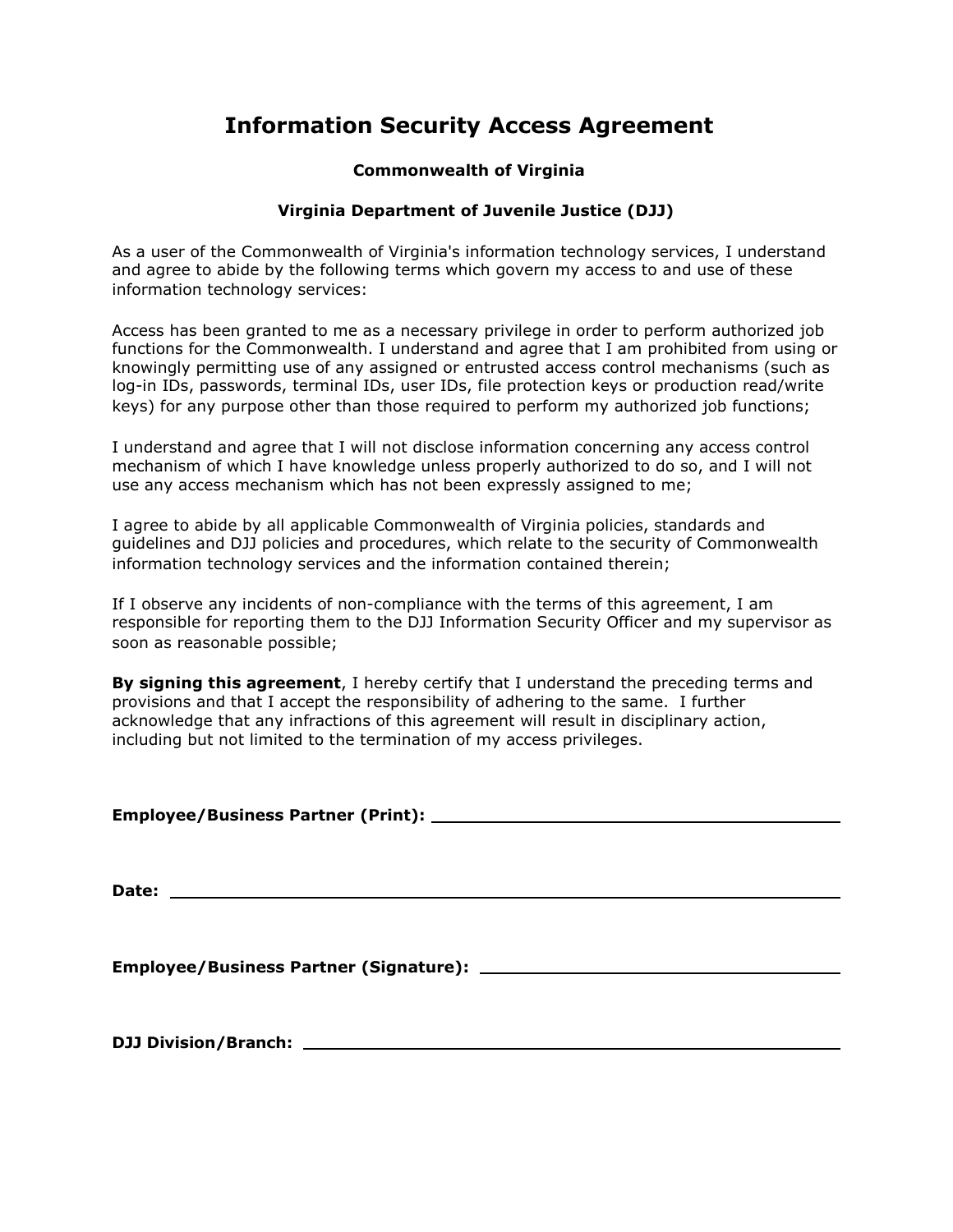# Information Security Access Agreement

**Commonwealth of Virginia**

**Virginia Department of Juvenile Justice (DJJ)**

As a user of the Commonwealth of Virginia's information technology services, I understand and agree to abide by the following terms which govern my access to and use of these information technology services:

Access has been granted to me as a necessary privilege in order to perform authorized job functions for the Commonwealth. I understand and agree that I am prohibited from using or knowingly permitting use of any assigned or entrusted access control mechanisms (such as log-in IDs, passwords, terminal IDs, user IDs, file protection keys or production read/write keys) for any purpose other than those required to perform my authorized job functions;

I understand and agree that I will not disclose information concerning any access control mechanism of which I have knowledge unless properly authorized to do so, and I will not use any access mechanism which has not been expressly assigned to me;

I agree to abide by all applicable Commonwealth of Virginia policies, standards and guidelines and DJJ policies and procedures, which relate to the security of Commonwealth information technology services and the information contained therein;

If I observe any incidents of non-compliance with the terms of this agreement, I am responsible for reporting them to the DJJ Information Security Officer and my supervisor as soon as reasonable possible;

**By signing this agreement**, I hereby certify that I understand the preceding terms and provisions and that I accept the responsibility of adhering to the same. I further acknowledge that any infractions of this agreement will result in disciplinary action, including but not limited to the termination of my access privileges.

**Employee/Business Partner (Print):** ________________________________________

**Date:** ________________________________________

**Employee/Business Partner (Signature):** ________________________________________

**DJJ Division/Branch:** ________________________________________